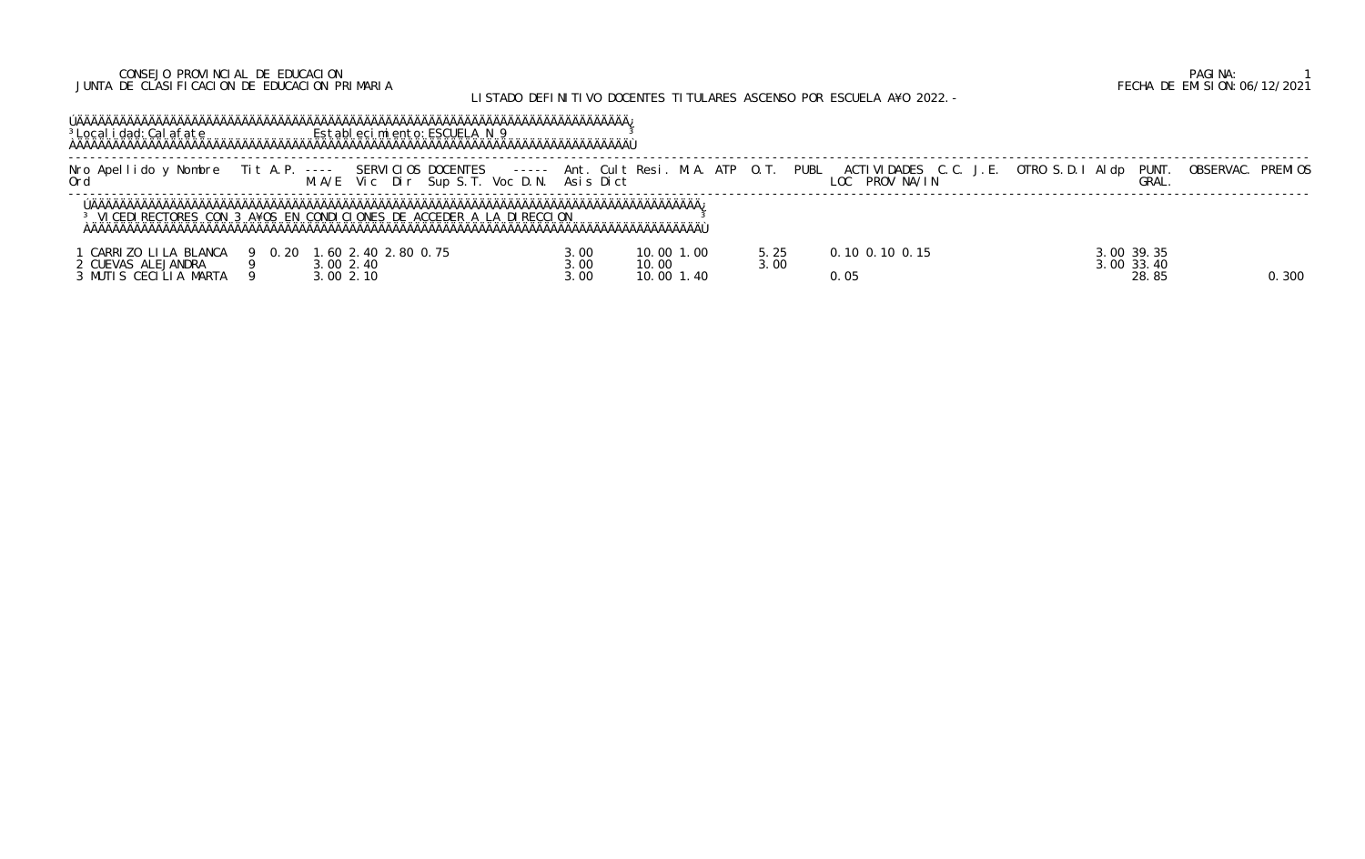CONSEJO PROVINCIAL DE EDUCACION
JUNTA DE CLASIFICACION DE EDUCACION PRIMARIA

LISTADO DEFINITIVO DOCENTES TITULARES ASCENSO POR ESCUELA A¥O 2022.-

FECHA DE EMISION: 06/12/2021

Localidad: Calafate — Establecimiento: ESCUELA N 9

VICEDIRECTORES CON 3 A¥OS EN CONDICIONES DE ACCEDER A LA DIRECCION

| Nro Ord | Apellido y Nombre | Tit | A.P. | M.A/E | Vic | Dir | Sup | S.T. | Voc | D.N. | Asis | Dict | Ant. | Cult | Resi. | M.A. | ATP | O.T. | PUBL | LOC | PROV | NA/IN | C.C. | J.E. | OTRO | S.D.I | Aldp | PUNT. GRAL. | OBSERVAC. | PREMIOS |
|---|---|---|---|---|---|---|---|---|---|---|---|---|---|---|---|---|---|---|---|---|---|---|---|---|---|---|---|---|---|---|
| 1 | CARRIZO LILA BLANCA | 9 | 0.20 | 1.60 | 2.40 | 2.80 | 0.75 | | | | | 3.00 | 10.00 | | 1.00 | | | 5.25 | | 0.10 | 0.10 | 0.15 | | | | | 3.00 | 39.35 | | |
| 2 | CUEVAS ALEJANDRA | 9 | | 3.00 | 2.40 | | | | | | | 3.00 | 10.00 | | | | | 3.00 | | | | | | | | | 3.00 | 33.40 | | |
| 3 | MUTIS CECILIA MARTA | 9 | | 3.00 | 2.10 | | | | | | | 3.00 | 10.00 | | 1.40 | | | | | 0.05 | | | | | | | | 28.85 | | 0.300 |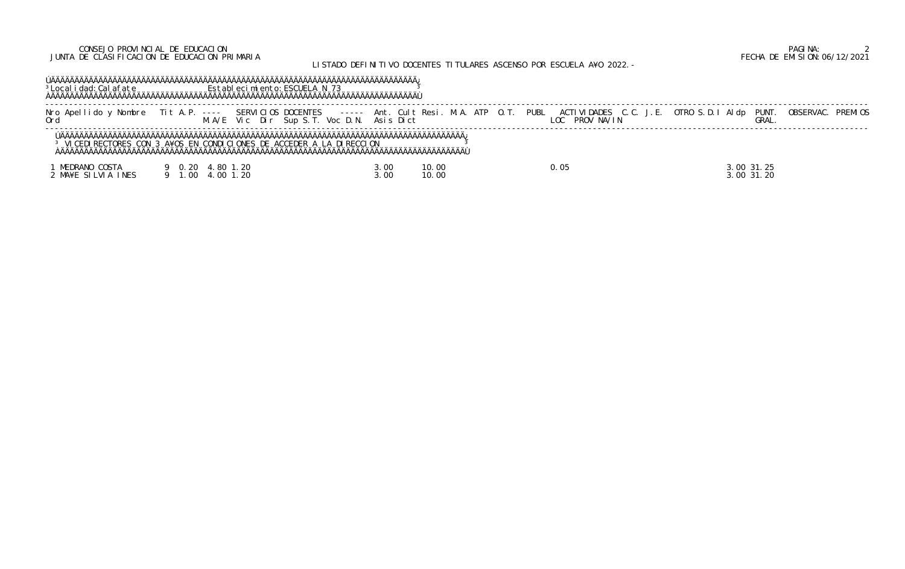CONSEJO PROVINCIAL DE EDUCACION
JUNTA DE CLASIFICACION DE EDUCACION PRIMARIA

LISTADO DEFINITIVO DOCENTES TITULARES ASCENSO POR ESCUELA A¥O 2022.-

PAGINA: 2
FECHA DE EMISION: 06/12/2021

Localidad: Calafate — Establecimiento: ESCUELA N 73

VICEDIRECTORES CON 3 A¥OS EN CONDICIONES DE ACCEDER A LA DIRECCION

| Nro Ord | Apellido y Nombre | Tit | A.P. | SERVICIOS DOCENTES M.A/E | Vic | Dir | Sup S.T. | Voc D.N. | Ant. Asis | Cult Dict | Resi. | M.A. | ATP | O.T. | PUBL | ACTIVIDADES LOC | PROV | NA/IN | C.C. | J.E. | OTRO | S.D.I | Aldp | PUNT. GRAL. | OBSERVAC. | PREMIOS |
|---|---|---|---|---|---|---|---|---|---|---|---|---|---|---|---|---|---|---|---|---|---|---|---|---|---|---|
| 1 | MEDRANO COSTA | 9 | 0.20 | 4.80 | 1.20 | | | | 3.00 | 10.00 | | | | | | 0.05 | | | | | | | 3.00 | 31.25 | | |
| 2 | MA¥E SILVIA INES | 9 | 1.00 | 4.00 | 1.20 | | | | 3.00 | 10.00 | | | | | | | | | | | | | 3.00 | 31.20 | | |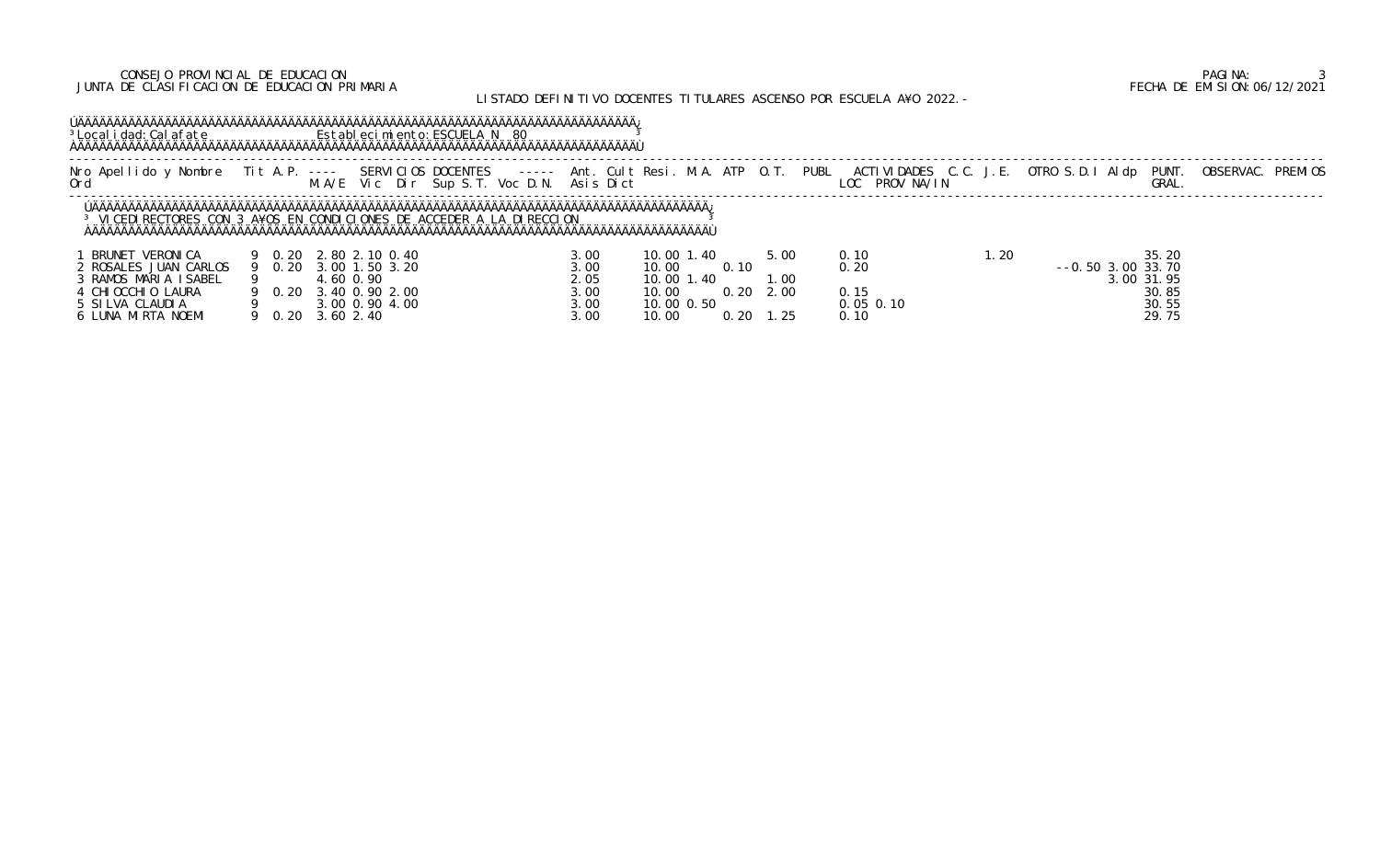## LISTADO DEFINITIVO DOCENTES TITULARES ASCENSO POR ESCUELA AÑO 2022.-

**Localidad:** Calafate **Establecimiento:** ESCUELA N 80

### VICEDIRECTORES CON 3 AÑOS EN CONDICIONES DE ACCEDER A LA DIRECCION

| Nro Ord | Apellido y Nombre | Tit | A.P. | M.A/E | Vic | Dir | Sup S.T. | Voc D.N. | Ant. Asis | Cult Dict | Resi | M.A. | ATP | O.T. | PUBL | LOC | PROV | NA/IN | C.C. | J.E. | OTRO | S.D.I | Aldp | PUNT. GRAL. | OBSERVAC. | PREMIOS |
|---|---|---|---|---|---|---|---|---|---|---|---|---|---|---|---|---|---|---|---|---|---|---|---|---|---|---|
| 1 | BRUNET VERONICA | 9 | 0.20 | 2.80 | 2.10 | 0.40 | | | 3.00 | 10.00 | 1.40 | | | 5.00 | | 0.10 | | | 1.20 | | | | | 35.20 | | |
| 2 | ROSALES JUAN CARLOS | 9 | 0.20 | 3.00 | 1.50 | 3.20 | | | 3.00 | 10.00 | | 0.10 | | | | 0.20 | | | | | | --0.50 | 3.00 | 33.70 | | |
| 3 | RAMOS MARIA ISABEL | 9 | | 4.60 | 0.90 | | | | 2.05 | 10.00 | 1.40 | | | 1.00 | | | | | | | | | 3.00 | 31.95 | | |
| 4 | CHIOCCHIO LAURA | 9 | 0.20 | 3.40 | 0.90 | 2.00 | | | 3.00 | 10.00 | | 0.20 | | 2.00 | | 0.15 | | | | | | | | 30.85 | | |
| 5 | SILVA CLAUDIA | 9 | | 3.00 | 0.90 | 4.00 | | | 3.00 | 10.00 | 0.50 | | | | | 0.05 | 0.10 | | | | | | | 30.55 | | |
| 6 | LUNA MIRTA NOEMI | 9 | 0.20 | 3.60 | 2.40 | | | | 3.00 | 10.00 | | 0.20 | | 1.25 | | 0.10 | | | | | | | | 29.75 | | |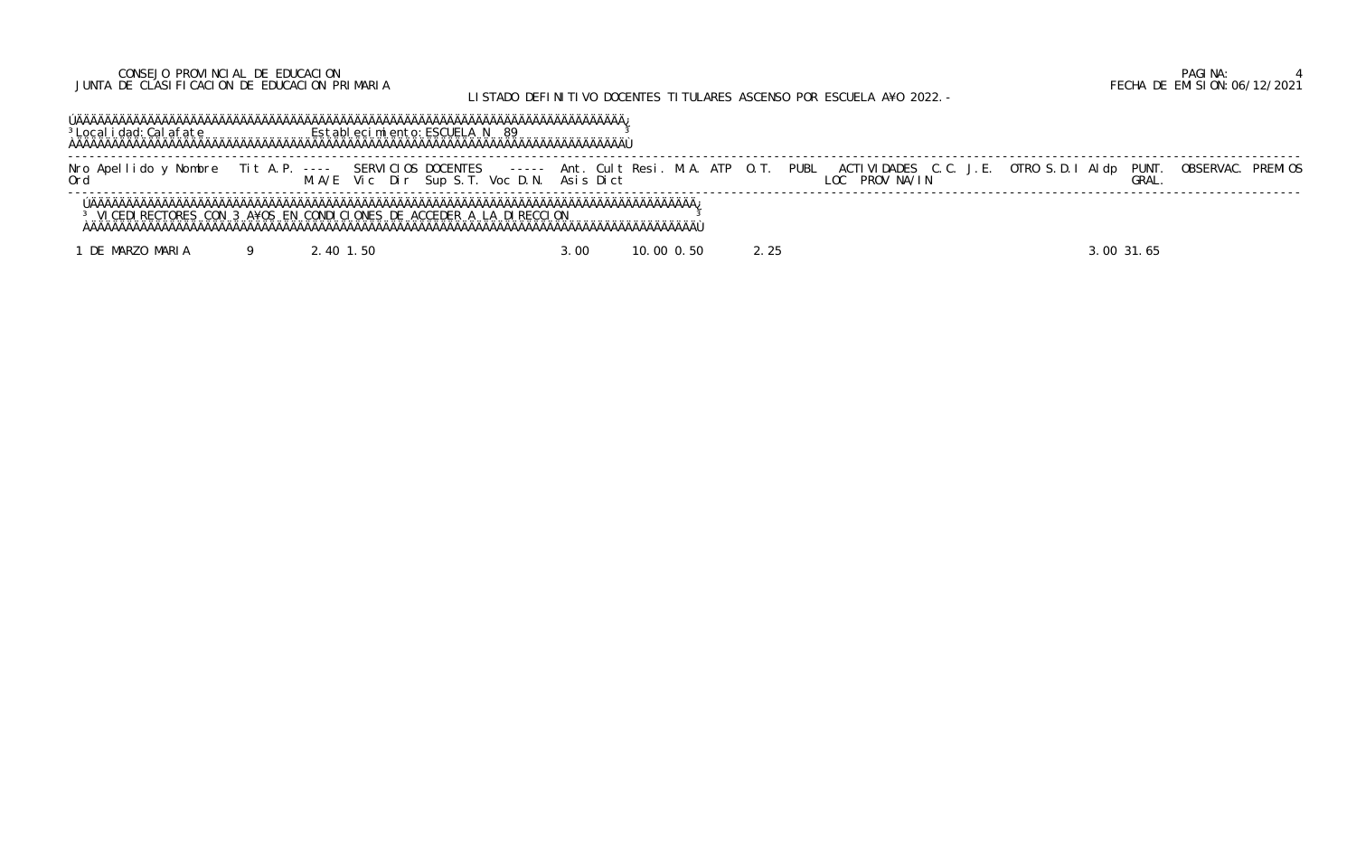CONSEJO PROVINCIAL DE EDUCACION
JUNTA DE CLASIFICACION DE EDUCACION PRIMARIA

LISTADO DEFINITIVO DOCENTES TITULARES ASCENSO POR ESCUELA AÑO 2022.-

FECHA DE EMISION: 06/12/2021

Localidad: Calafate — Establecimiento: ESCUELA N 89

| Nro Ord | Apellido y Nombre | Tit | A.P. | M.A/E | Vic | Dir | Sup | S.T. | Voc | D.N. | Ant. Asis | Cult Dict | Resi. | M.A. | ATP | O.T. | PUBL | ACTIVIDADES LOC | PROV | NA/IN | C.C. | J.E. | OTRO | S.D.I | Aldp | PUNT. GRAL. | OBSERVAC. | PREMIOS |
|---|---|---|---|---|---|---|---|---|---|---|---|---|---|---|---|---|---|---|---|---|---|---|---|---|---|---|---|---|
| | **VICEDIRECTORES CON 3 AÑOS EN CONDICIONES DE ACCEDER A LA DIRECCION** | | | | | | | | | | | | | | | | | | | | | | | | | | | |
| 1 | DE MARZO MARIA | 9 | | 2.40 | | 1.50 | | | | | 3.00 | | 10.00 | 0.50 | | 2.25 | | | | | | | | | 3.00 | 31.65 | | |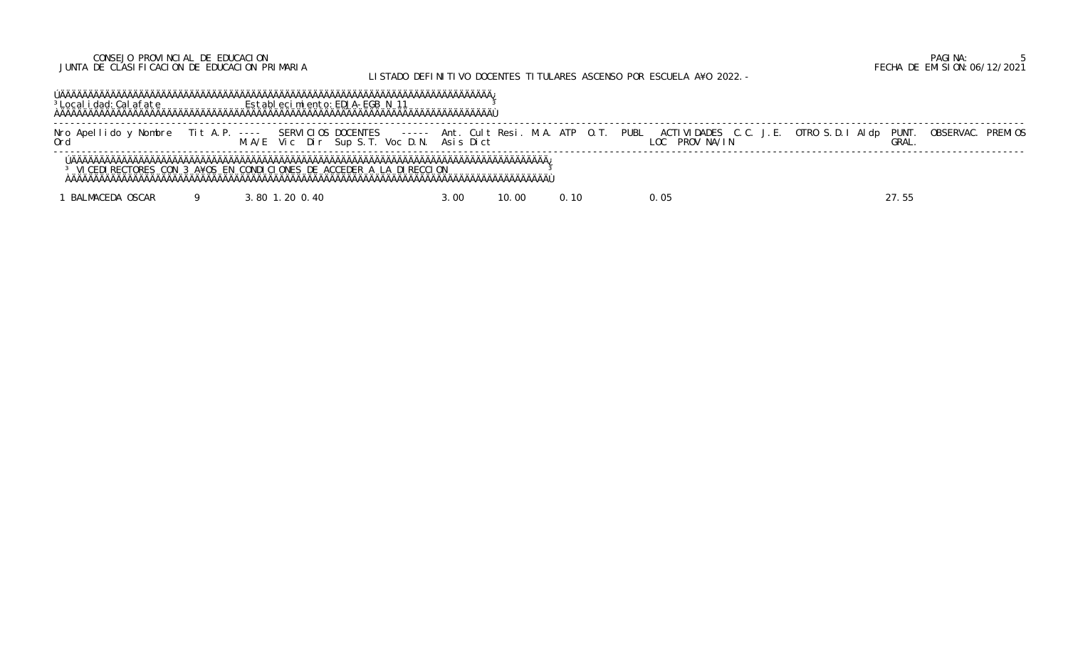CONSEJO PROVINCIAL DE EDUCACION
JUNTA DE CLASIFICACION DE EDUCACION PRIMARIA

LISTADO DEFINITIVO DOCENTES TITULARES ASCENSO POR ESCUELA A¥O 2022.-

FECHA DE EMISION: 06/12/2021

Localidad: Calafate — Establecimiento: EDJA-EGB N 11

VICEDIRECTORES CON 3 A¥OS EN CONDICIONES DE ACCEDER A LA DIRECCION

| Nro Ord | Apellido y Nombre | Tit | A.P. | SERVICIOS DOCENTES M.A/E | Vic | Dir | Sup | S.T. | Voc | D.N. | Ant. Asis | Cult Dict | Resi. | M.A. | ATP | O.T. | PUBL | ACTIVIDADES LOC | PROV | NA/IN | C.C. | J.E. | OTRO | S.D.I | Aldp | PUNT. GRAL. | OBSERVAC. | PREMIOS |
|---|---|---|---|---|---|---|---|---|---|---|---|---|---|---|---|---|---|---|---|---|---|---|---|---|---|---|---|---|
| 1 | BALMACEDA OSCAR | 9 | | 3.80 | 1.20 | 0.40 | | | | | 3.00 | | 10.00 | | 0.10 | | | 0.05 | | | | | | | | 27.55 | | |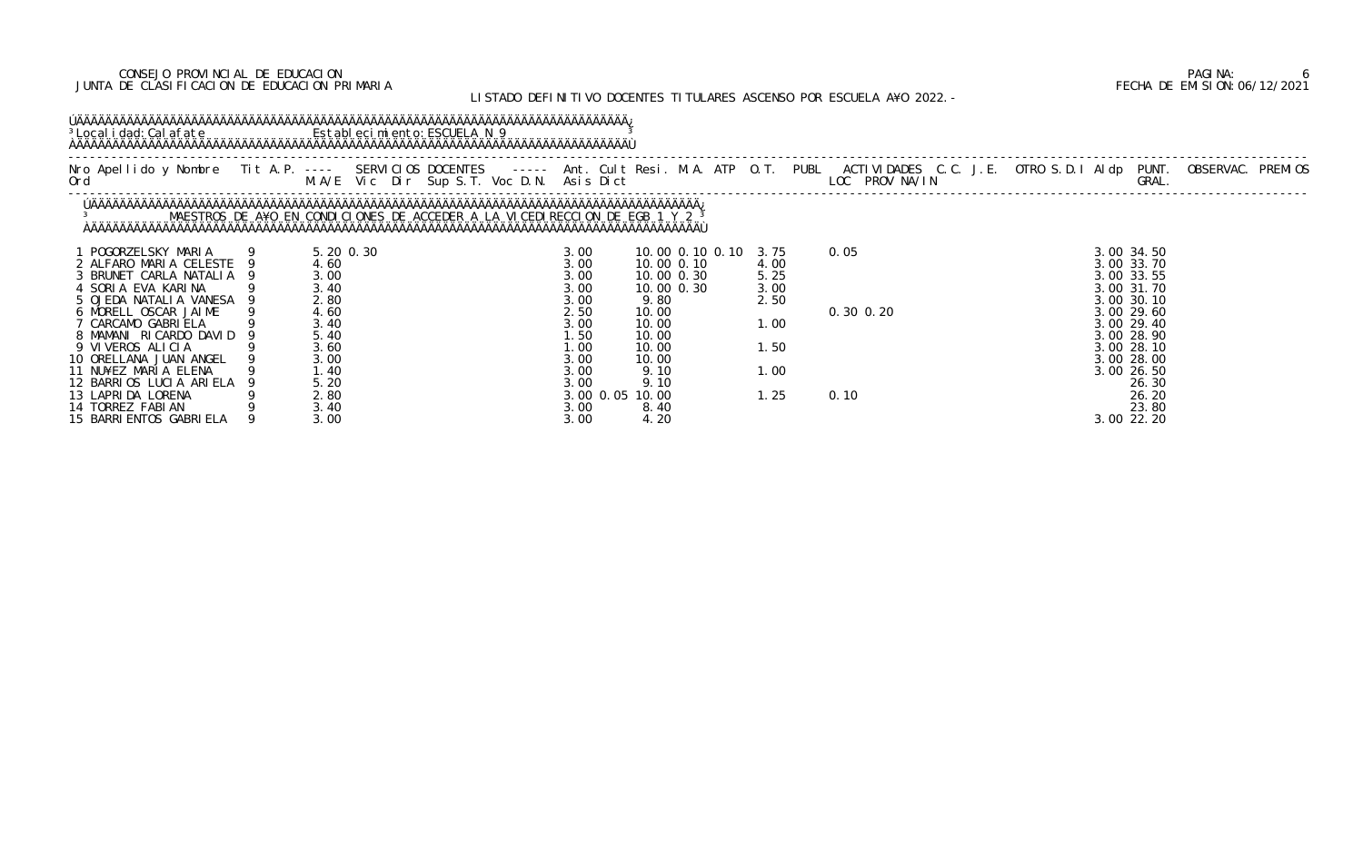CONSEJO PROVINCIAL DE EDUCACION
JUNTA DE CLASIFICACION DE EDUCACION PRIMARIA

LISTADO DEFINITIVO DOCENTES TITULARES ASCENSO POR ESCUELA A¥O 2022.-

Localidad: Calafate    Establecimiento: ESCUELA N 9

MAESTROS DE A¥O EN CONDICIONES DE ACCEDER A LA VICEDIRECCION DE EGB 1 Y 2

| Nro Ord | Apellido y Nombre | Tit A.P. | M.A/E | Vic | Dir | Sup S.T. | Voc D.N. | Asis | Dict | Ant. | Cult | Resi. | M.A. | ATP | O.T. | PUBL | ACTIVIDADES LOC | PROV NA/IN | C.C. | J.E. | OTRO S.D.I | Aldp | PUNT. GRAL. | OBSERVAC. | PREMIOS |
|---|---|---|---|---|---|---|---|---|---|---|---|---|---|---|---|---|---|---|---|---|---|---|---|---|---|
| 1 | POGORZELSKY MARIA | 9 | 5.20 | 0.30 | | | | 3.00 | | 10.00 | 0.10 | 0.10 | 3.75 | | | | 0.05 | | | | | 3.00 | 34.50 | | |
| 2 | ALFARO MARIA CELESTE | 9 | 4.60 | | | | | 3.00 | | 10.00 | 0.10 | | 4.00 | | | | | | | | | 3.00 | 33.70 | | |
| 3 | BRUNET CARLA NATALIA | 9 | 3.00 | | | | | 3.00 | | 10.00 | 0.30 | | 5.25 | | | | | | | | | 3.00 | 33.55 | | |
| 4 | SORIA EVA KARINA | 9 | 3.40 | | | | | 3.00 | | 10.00 | 0.30 | | 3.00 | | | | | | | | | 3.00 | 31.70 | | |
| 5 | OJEDA NATALIA VANESA | 9 | 2.80 | | | | | 3.00 | | 9.80 | | | 2.50 | | | | | | | | | 3.00 | 30.10 | | |
| 6 | MORELL OSCAR JAIME | 9 | 4.60 | | | | | 2.50 | | 10.00 | | | | | | | 0.30 | 0.20 | | | | 3.00 | 29.60 | | |
| 7 | CARCAMO GABRIELA | 9 | 3.40 | | | | | 3.00 | | 10.00 | | | 1.00 | | | | | | | | | 3.00 | 29.40 | | |
| 8 | MAMANI RICARDO DAVID | 9 | 5.40 | | | | | 1.50 | | 10.00 | | | | | | | | | | | | 3.00 | 28.90 | | |
| 9 | VIVEROS ALICIA | 9 | 3.60 | | | | | 1.00 | | 10.00 | | | 1.50 | | | | | | | | | 3.00 | 28.10 | | |
| 10 | ORELLANA JUAN ANGEL | 9 | 3.00 | | | | | 3.00 | | 10.00 | | | | | | | | | | | | 3.00 | 28.00 | | |
| 11 | NU¥EZ MARIA ELENA | 9 | 1.40 | | | | | 3.00 | | 9.10 | | | 1.00 | | | | | | | | | 3.00 | 26.50 | | |
| 12 | BARRIOS LUCIA ARIELA | 9 | 5.20 | | | | | 3.00 | | 9.10 | | | | | | | | | | | | | 26.30 | | |
| 13 | LAPRIDA LORENA | 9 | 2.80 | | | | | 3.00 | 0.05 | 10.00 | | | 1.25 | | | | 0.10 | | | | | | 26.20 | | |
| 14 | TORREZ FABIAN | 9 | 3.40 | | | | | 3.00 | | 8.40 | | | | | | | | | | | | | 23.80 | | |
| 15 | BARRIENTOS GABRIELA | 9 | 3.00 | | | | | 3.00 | | 4.20 | | | | | | | | | | | | 3.00 | 22.20 | | |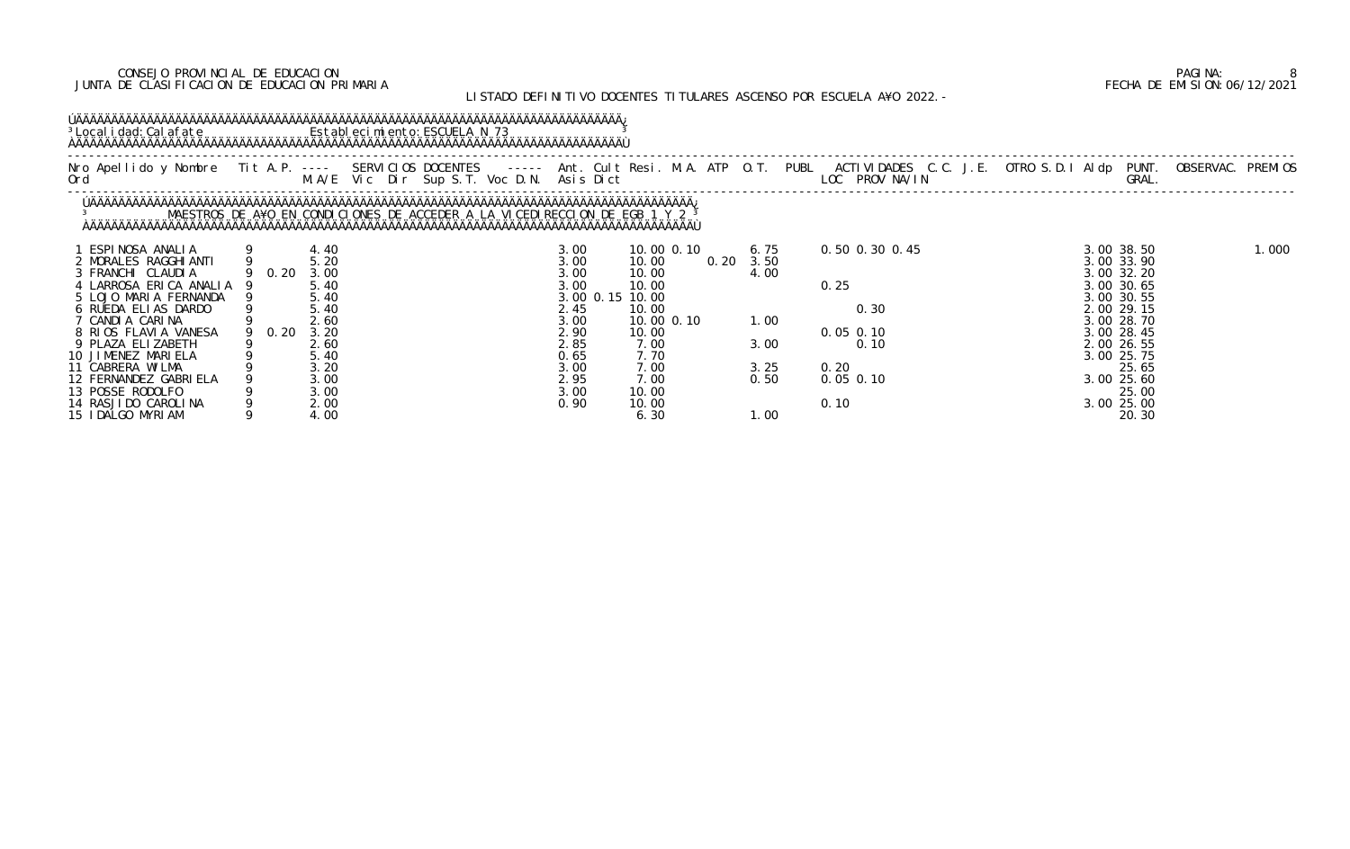CONSEJO PROVINCIAL DE EDUCACION
JUNTA DE CLASIFICACION DE EDUCACION PRIMARIA

FECHA DE EMISION:06/12/2021

LISTADO DEFINITIVO DOCENTES TITULARES ASCENSO POR ESCUELA A¥O 2022.-

Localidad: Calafate — Establecimiento: ESCUELA N 73

MAESTROS DE A¥O EN CONDICIONES DE ACCEDER A LA VICEDIRECCION DE EGB 1 Y 2

| Nro Ord | Apellido y Nombre | Tit | A.P. | ---- M.A/E | SERVICIOS DOCENTES Vic | Dir | Sup | S.T. | Voc | D.N. | ----- Asis | Ant. Dict | Cult | Resi. | M.A. | ATP | O.T. | PUBL | ACTIVIDADES LOC | PROV | NA/IN | C.C. | J.E. | OTRO | S.D.I | Aldp | PUNT. GRAL. | OBSERVAC. | PREMIOS |
|---|---|---|---|---|---|---|---|---|---|---|---|---|---|---|---|---|---|---|---|---|---|---|---|---|---|---|---|---|---|
| 1 | ESPINOSA ANALIA | 9 | | 4.40 | | | | | | | 3.00 | 10.00 | 0.10 | | | 6.75 | | 0.50 | 0.30 | 0.45 | | | | | 3.00 | 38.50 | | 1.000 |
| 2 | MORALES RAGGHIANTI | 9 | | 5.20 | | | | | | | 3.00 | 10.00 | | 0.20 | | 3.50 | | | | | | | | | 3.00 | 33.90 | | |
| 3 | FRANCHI CLAUDIA | 9 | 0.20 | 3.00 | | | | | | | 3.00 | 10.00 | | | | 4.00 | | | | | | | | | 3.00 | 32.20 | | |
| 4 | LARROSA ERICA ANALIA | 9 | | 5.40 | | | | | | | 3.00 | 10.00 | | | | | | 0.25 | | | | | | | 3.00 | 30.65 | | |
| 5 | LOJO MARIA FERNANDA | 9 | | 5.40 | | | | | | | 3.00 | 0.15 10.00 | | | | | | | | | | | | | 3.00 | 30.55 | | |
| 6 | RUEDA ELIAS DARDO | 9 | | 5.40 | | | | | | | 2.45 | 10.00 | | | | | | | 0.30 | | | | | | 2.00 | 29.15 | | |
| 7 | CANDIA CARINA | 9 | | 2.60 | | | | | | | 3.00 | 10.00 | 0.10 | | | 1.00 | | | | | | | | | 3.00 | 28.70 | | |
| 8 | RIOS FLAVIA VANESA | 9 | 0.20 | 3.20 | | | | | | | 2.90 | 10.00 | | | | | | 0.05 | 0.10 | | | | | | 3.00 | 28.45 | | |
| 9 | PLAZA ELIZABETH | 9 | | 2.60 | | | | | | | 2.85 | 7.00 | | | | 3.00 | | | 0.10 | | | | | | 2.00 | 26.55 | | |
| 10 | JIMENEZ MARIELA | 9 | | 5.40 | | | | | | | 0.65 | 7.70 | | | | | | | | | | | | | 3.00 | 25.75 | | |
| 11 | CABRERA WILMA | 9 | | 3.20 | | | | | | | 3.00 | 7.00 | | | | 3.25 | | 0.20 | | | | | | | | 25.65 | | |
| 12 | FERNANDEZ GABRIELA | 9 | | 3.00 | | | | | | | 2.95 | 7.00 | | | | 0.50 | | 0.05 | 0.10 | | | | | | 3.00 | 25.60 | | |
| 13 | POSSE RODOLFO | 9 | | 3.00 | | | | | | | 3.00 | 10.00 | | | | | | | | | | | | | | 25.00 | | |
| 14 | RASJIDO CAROLINA | 9 | | 2.00 | | | | | | | 0.90 | 10.00 | | | | | | 0.10 | | | | | | | 3.00 | 25.00 | | |
| 15 | IDALGO MYRIAM | 9 | | 4.00 | | | | | | | | 6.30 | | | | 1.00 | | | | | | | | | | 20.30 | | |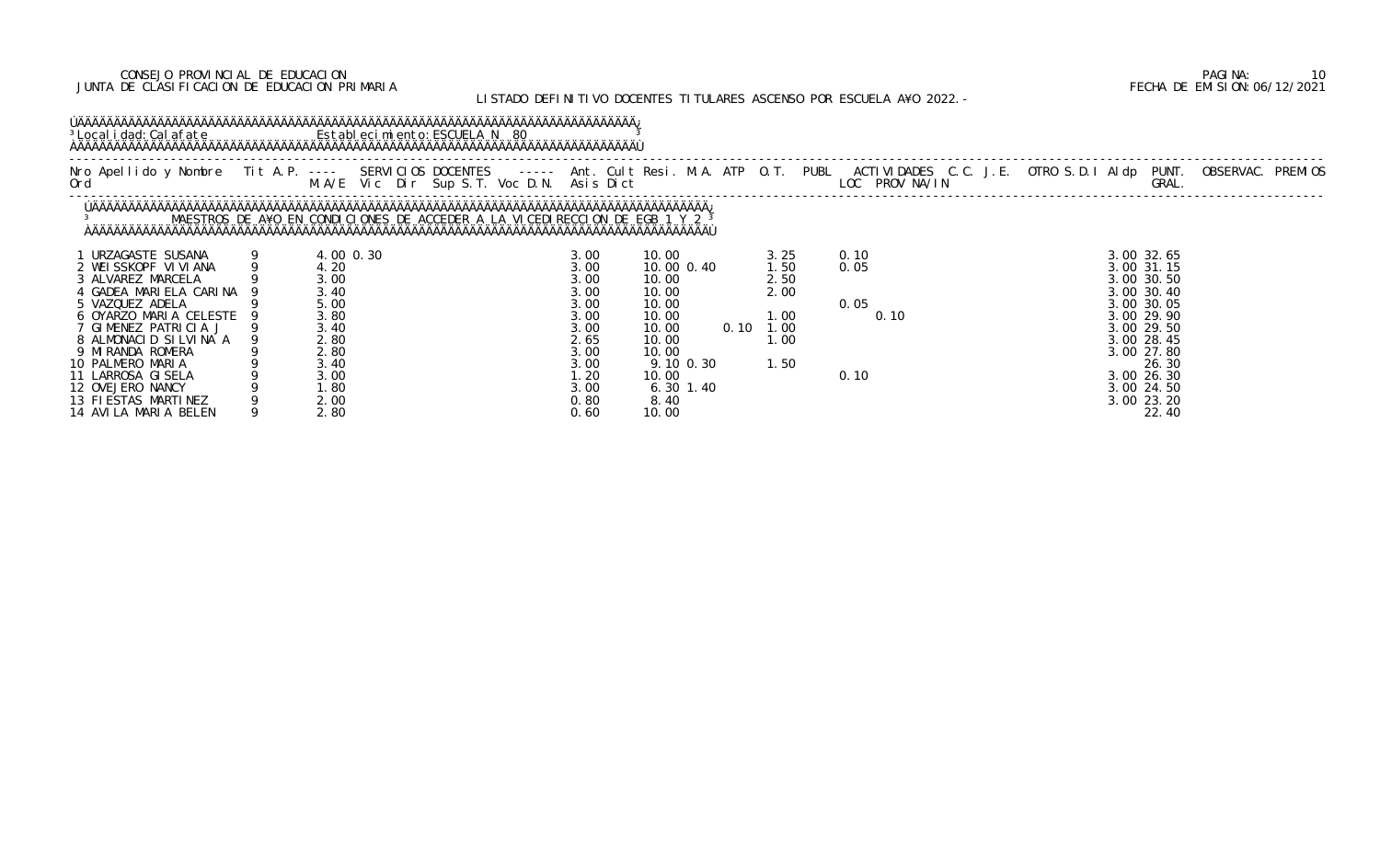CONSEJO PROVINCIAL DE EDUCACION
JUNTA DE CLASIFICACION DE EDUCACION PRIMARIA

FECHA DE EMISION: 06/12/2021

LISTADO DEFINITIVO DOCENTES TITULARES ASCENSO POR ESCUELA A¥O 2022.-

Localidad: Calafate    Establecimiento: ESCUELA N 80

MAESTROS DE A¥O EN CONDICIONES DE ACCEDER A LA VICEDIRECCION DE EGB 1 Y 2

| Nro Ord | Apellido y Nombre | Tit | A.P. M.A/E | Vic | Dir | Sup | S.T. | Voc | D.N. | Ant. | Cult | Resi. | M.A. | ATP | O.T. | PUBL | ACTIVIDADES LOC | PROV | NA/IN | C.C. | J.E. | OTRO | S.D.I | Aldp | PUNT. GRAL. | OBSERVAC. | PREMIOS |
|---|---|---|---|---|---|---|---|---|---|---|---|---|---|---|---|---|---|---|---|---|---|---|---|---|---|---|---|
| 1 | URZAGASTE SUSANA | 9 | 4.00 | 0.30 | | | | | | 3.00 | 10.00 | | | | 3.25 | | 0.10 | | | | | | | 3.00 | 32.65 | | |
| 2 | WEISSKOPF VIVIANA | 9 | 4.20 | | | | | | | 3.00 | 10.00 | 0.40 | | | 1.50 | | 0.05 | | | | | | | 3.00 | 31.15 | | |
| 3 | ALVAREZ MARCELA | 9 | 3.00 | | | | | | | 3.00 | 10.00 | | | | 2.50 | | | | | | | | | 3.00 | 30.50 | | |
| 4 | GADEA MARIELA CARINA | 9 | 3.40 | | | | | | | 3.00 | 10.00 | | | | 2.00 | | | | | | | | | 3.00 | 30.40 | | |
| 5 | VAZQUEZ ADELA | 9 | 5.00 | | | | | | | 3.00 | 10.00 | | | | | | 0.05 | | | | | | | 3.00 | 30.05 | | |
| 6 | OYARZO MARIA CELESTE | 9 | 3.80 | | | | | | | 3.00 | 10.00 | | | | 1.00 | | | 0.10 | | | | | | 3.00 | 29.90 | | |
| 7 | GIMENEZ PATRICIA J | 9 | 3.40 | | | | | | | 3.00 | 10.00 | | 0.10 | | 1.00 | | | | | | | | | 3.00 | 29.50 | | |
| 8 | ALMONACID SILVINA A | 9 | 2.80 | | | | | | | 2.65 | 10.00 | | | | 1.00 | | | | | | | | | 3.00 | 28.45 | | |
| 9 | MIRANDA ROMERA | 9 | 2.80 | | | | | | | 3.00 | 10.00 | | | | | | | | | | | | | 3.00 | 27.80 | | |
| 10 | PALMERO MARIA | 9 | 3.40 | | | | | | | 3.00 | 9.10 | 0.30 | | | 1.50 | | | | | | | | | | 26.30 | | |
| 11 | LARROSA GISELA | 9 | 3.00 | | | | | | | 1.20 | 10.00 | | | | | | 0.10 | | | | | | | 3.00 | 26.30 | | |
| 12 | OVEJERO NANCY | 9 | 1.80 | | | | | | | 3.00 | 6.30 | 1.40 | | | | | | | | | | | | 3.00 | 24.50 | | |
| 13 | FIESTAS MARTINEZ | 9 | 2.00 | | | | | | | 0.80 | 8.40 | | | | | | | | | | | | | 3.00 | 23.20 | | |
| 14 | AVILA MARIA BELEN | 9 | 2.80 | | | | | | | 0.60 | 10.00 | | | | | | | | | | | | | | 22.40 | | |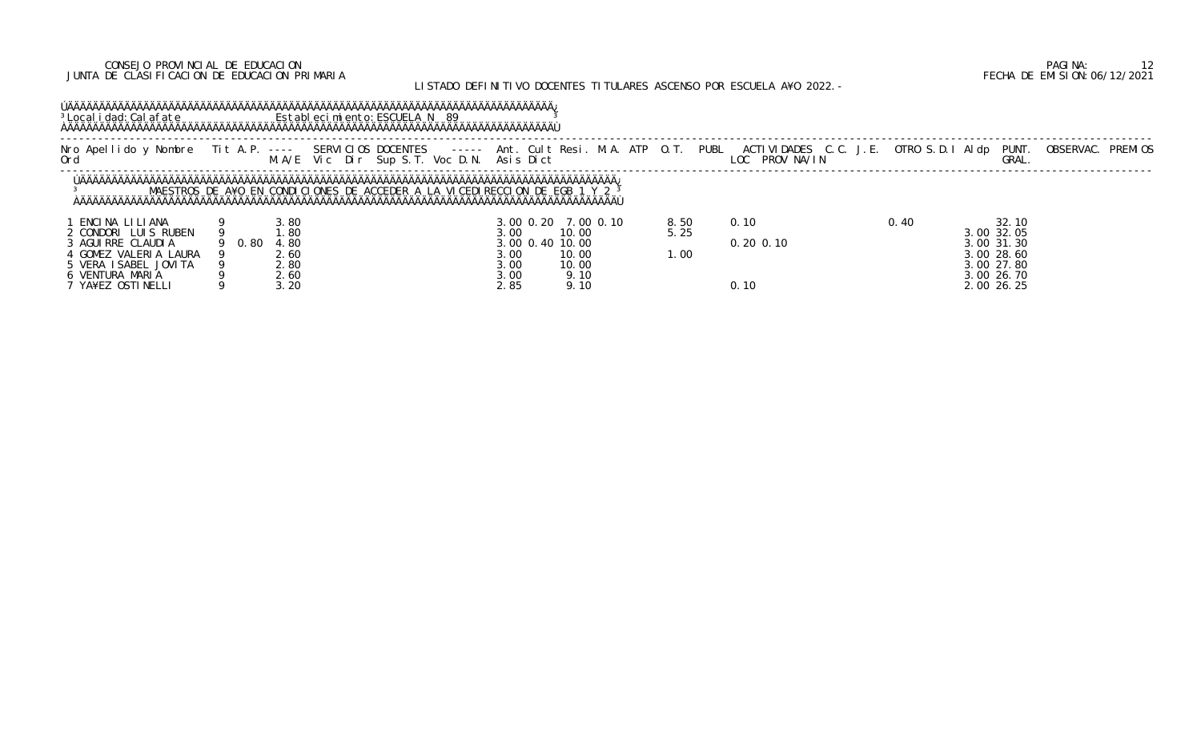CONSEJO PROVINCIAL DE EDUCACION
JUNTA DE CLASIFICACION DE EDUCACION PRIMARIA

FECHA DE EMISION: 06/12/2021

LISTADO DEFINITIVO DOCENTES TITULARES ASCENSO POR ESCUELA AÑO 2022.-

Localidad: Calafate — Establecimiento: ESCUELA N 89

MAESTROS DE AÑO EN CONDICIONES DE ACCEDER A LA VICEDIRECCION DE EGB 1 Y 2

| Nro Ord | Apellido y Nombre | Tit | A.P. M.A/E | SERVICIOS DOCENTES Vic | Dir | Sup S.T. | Voc D.N. | Ant. Asis | Cult Dict | Resi. | M.A. | ATP | O.T. | PUBL | ACTIVIDADES LOC | PROV | NA/IN | C.C. | J.E. | OTRO | S.D.I | Aldp | PUNT. GRAL. | OBSERVAC. | PREMIOS |
|---|---|---|---|---|---|---|---|---|---|---|---|---|---|---|---|---|---|---|---|---|---|---|---|---|---|
| 1 | ENCINA LILIANA | 9 | 3.80 | | | | | 3.00 | 0.20 | 7.00 | 0.10 | | | 8.50 | 0.10 | | | | | 0.40 | | | 32.10 | | |
| 2 | CONDORI LUIS RUBEN | 9 | 1.80 | | | | | 3.00 | | 10.00 | | | | 5.25 | | | | | | | | 3.00 | 32.05 | | |
| 3 | AGUIRRE CLAUDIA | 9 | 0.80 4.80 | | | | | 3.00 | 0.40 | 10.00 | | | | | 0.20 | 0.10 | | | | | | 3.00 | 31.30 | | |
| 4 | GOMEZ VALERIA LAURA | 9 | 2.60 | | | | | 3.00 | | 10.00 | | | | 1.00 | | | | | | | | 3.00 | 28.60 | | |
| 5 | VERA ISABEL JOVITA | 9 | 2.80 | | | | | 3.00 | | 10.00 | | | | | | | | | | | | 3.00 | 27.80 | | |
| 6 | VENTURA MARIA | 9 | 2.60 | | | | | 3.00 | | 9.10 | | | | | | | | | | | | 3.00 | 26.70 | | |
| 7 | YAÑEZ OSTINELLI | 9 | 3.20 | | | | | 2.85 | | 9.10 | | | | | 0.10 | | | | | | | 2.00 | 26.25 | | |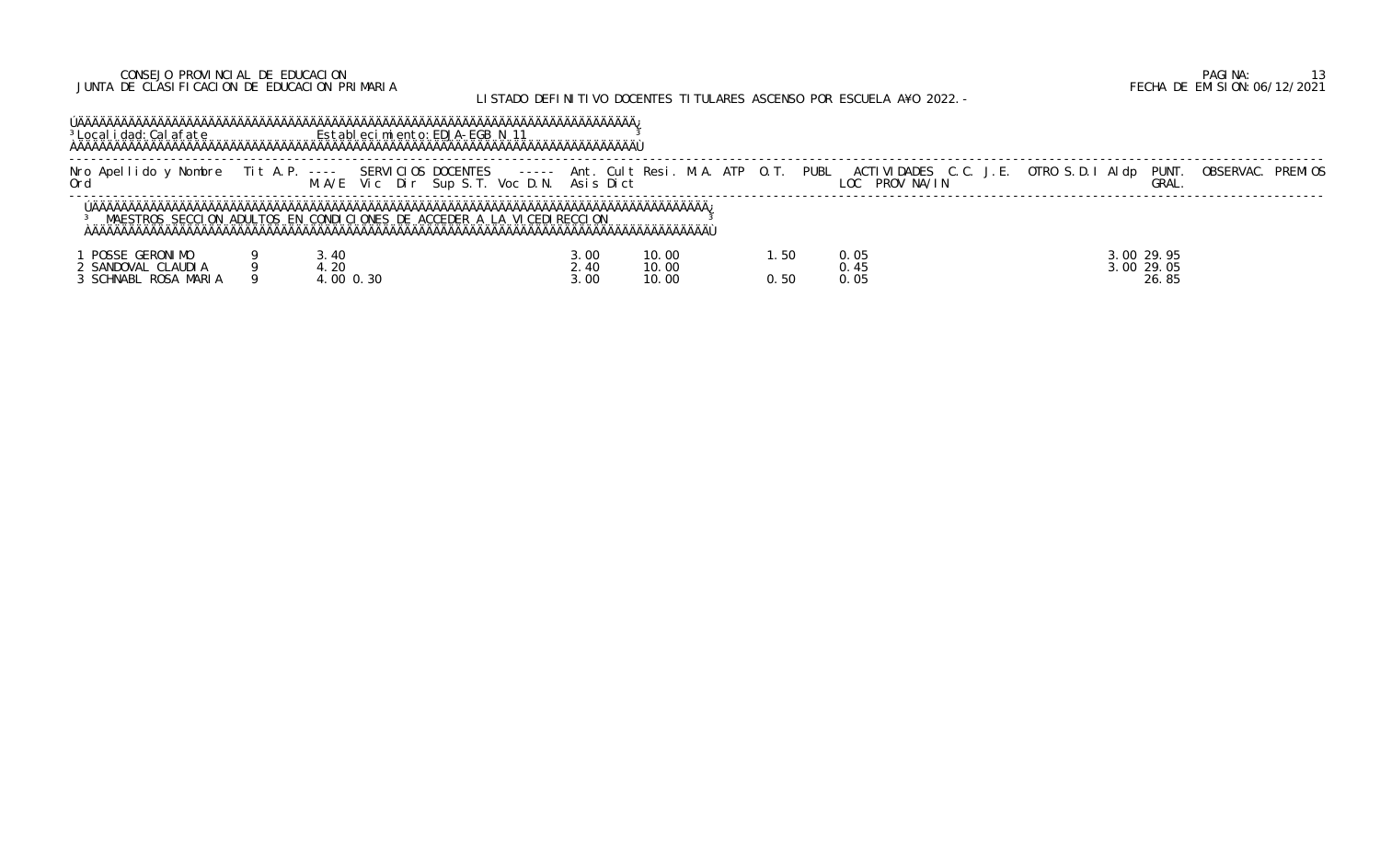CONSEJO PROVINCIAL DE EDUCACION
JUNTA DE CLASIFICACION DE EDUCACION PRIMARIA

LISTADO DEFINITIVO DOCENTES TITULARES ASCENSO POR ESCUELA A¥O 2022.-

FECHA DE EMISION:06/12/2021

Localidad: Calafate    Establecimiento: EDJA-EGB N 11

MAESTROS SECCION ADULTOS EN CONDICIONES DE ACCEDER A LA VICEDIRECCION

| Nro Ord | Apellido y Nombre | Tit | A.P. | SERVICIOS DOCENTES M.A/E | Vic | Dir | Sup | S.T. | Voc | D.N. | Ant. Asis | Cult Dict | Resi. | M.A. | ATP | O.T. | PUBL | ACTIVIDADES LOC | PROV | NA/IN | C.C. | J.E. | OTRO | S.D.I | Aldp | PUNT. GRAL. | OBSERVAC. | PREMIOS |
|---|---|---|---|---|---|---|---|---|---|---|---|---|---|---|---|---|---|---|---|---|---|---|---|---|---|---|---|---|
| 1 | POSSE GERONIMO | 9 | | 3.40 | | | | | | | 3.00 | 10.00 | | | | 1.50 | | 0.05 | | | | | | | 3.00 | 29.95 | | |
| 2 | SANDOVAL CLAUDIA | 9 | | 4.20 | | | | | | | 2.40 | 10.00 | | | | | | 0.45 | | | | | | | 3.00 | 29.05 | | |
| 3 | SCHNABL ROSA MARIA | 9 | | 4.00 | 0.30 | | | | | | 3.00 | 10.00 | | | | 0.50 | | 0.05 | | | | | | | | 26.85 | | |